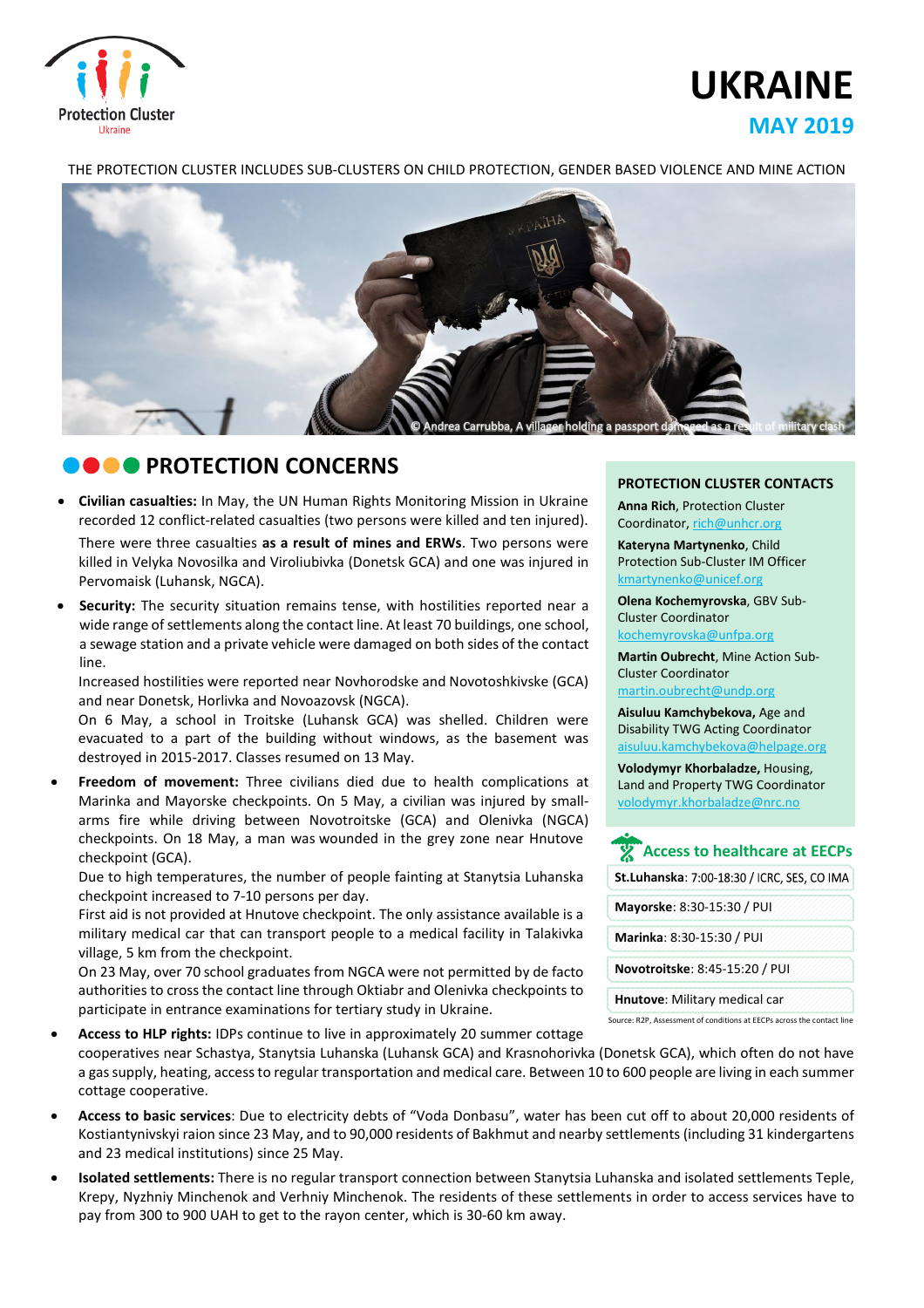Protection Cluster
Ukraine

# UKRAINE

## MAY 2019

THE PROTECTION CLUSTER INCLUDES SUB-CLUSTERS ON CHILD PROTECTION, GENDER BASED VIOLENCE AND MINE ACTION

© Andrea Carrubba, A villager holding a passport damaged as a result of military clash

## PROTECTION CONCERNS

- **Civilian casualties:** In May, the UN Human Rights Monitoring Mission in Ukraine recorded 12 conflict-related casualties (two persons were killed and ten injured).
  There were three casualties **as a result of mines and ERWs**. Two persons were killed in Velyka Novosilka and Viroliubivka (Donetsk GCA) and one was injured in Pervomaisk (Luhansk, NGCA).
- **Security:** The security situation remains tense, with hostilities reported near a wide range of settlements along the contact line. At least 70 buildings, one school, a sewage station and a private vehicle were damaged on both sides of the contact line.
  Increased hostilities were reported near Novhorodske and Novotoshkivske (GCA) and near Donetsk, Horlivka and Novoazovsk (NGCA).
  On 6 May, a school in Troitske (Luhansk GCA) was shelled. Children were evacuated to a part of the building without windows, as the basement was destroyed in 2015-2017. Classes resumed on 13 May.
- **Freedom of movement:** Three civilians died due to health complications at Marinka and Mayorske checkpoints. On 5 May, a civilian was injured by small-arms fire while driving between Novotroitske (GCA) and Olenivka (NGCA) checkpoints. On 18 May, a man was wounded in the grey zone near Hnutove checkpoint (GCA).
  Due to high temperatures, the number of people fainting at Stanytsia Luhanska checkpoint increased to 7-10 persons per day.
  First aid is not provided at Hnutove checkpoint. The only assistance available is a military medical car that can transport people to a medical facility in Talakivka village, 5 km from the checkpoint.
  On 23 May, over 70 school graduates from NGCA were not permitted by de facto authorities to cross the contact line through Oktiabr and Olenivka checkpoints to participate in entrance examinations for tertiary study in Ukraine.
- **Access to HLP rights:** IDPs continue to live in approximately 20 summer cottage cooperatives near Schastya, Stanytsia Luhanska (Luhansk GCA) and Krasnohorivka (Donetsk GCA), which often do not have a gas supply, heating, access to regular transportation and medical care. Between 10 to 600 people are living in each summer cottage cooperative.
- **Access to basic services**: Due to electricity debts of "Voda Donbasu", water has been cut off to about 20,000 residents of Kostiantynivskyi raion since 23 May, and to 90,000 residents of Bakhmut and nearby settlements (including 31 kindergartens and 23 medical institutions) since 25 May.
- **Isolated settlements:** There is no regular transport connection between Stanytsia Luhanska and isolated settlements Teple, Krepy, Nyzhniy Minchenok and Verhniy Minchenok. The residents of these settlements in order to access services have to pay from 300 to 900 UAH to get to the rayon center, which is 30-60 km away.

### PROTECTION CLUSTER CONTACTS

**Anna Rich**, Protection Cluster Coordinator, rich@unhcr.org

**Kateryna Martynenko**, Child Protection Sub-Cluster IM Officer kmartynenko@unicef.org

**Olena Kochemyrovska**, GBV Sub-Cluster Coordinator kochemyrovska@unfpa.org

**Martin Oubrecht**, Mine Action Sub-Cluster Coordinator martin.oubrecht@undp.org

**Aisuluu Kamchybekova,** Age and Disability TWG Acting Coordinator aisuluu.kamchybekova@helpage.org

**Volodymyr Khorbaladze,** Housing, Land and Property TWG Coordinator volodymyr.khorbaladze@nrc.no

### Access to healthcare at EECPs

| |
|---|
| **St.Luhanska**: 7:00-18:30 / ICRC, SES, CO IMA |
| **Mayorske**: 8:30-15:30 / PUI |
| **Marinka**: 8:30-15:30 / PUI |
| **Novotroitske**: 8:45-15:20 / PUI |
| **Hnutove**: Military medical car |

Source: R2P, Assessment of conditions at EECPs across the contact line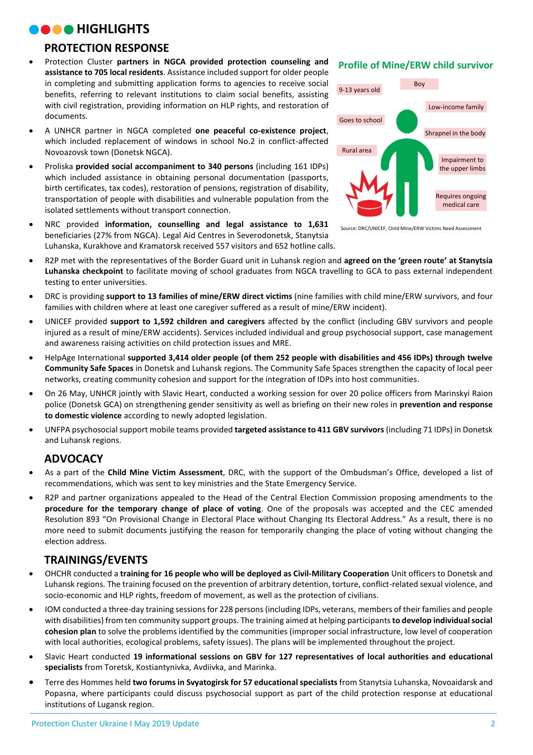# HIGHLIGHTS

## PROTECTION RESPONSE

- Protection Cluster **partners in NGCA provided protection counseling and assistance to 705 local residents**. Assistance included support for older people in completing and submitting application forms to agencies to receive social benefits, referring to relevant institutions to claim social benefits, assisting with civil registration, providing information on HLP rights, and restoration of documents.
- A UNHCR partner in NGCA completed **one peaceful co-existence project**, which included replacement of windows in school No.2 in conflict-affected Novoazovsk town (Donetsk NGCA).
- Proliska **provided social accompaniment to 340 persons** (including 161 IDPs) which included assistance in obtaining personal documentation (passports, birth certificates, tax codes), restoration of pensions, registration of disability, transportation of people with disabilities and vulnerable population from the isolated settlements without transport connection.
- NRC provided **information, counselling and legal assistance to 1,631** beneficiaries (27% from NGCA). Legal Aid Centres in Severodonetsk, Stanytsia Luhanska, Kurakhove and Kramatorsk received 557 visitors and 652 hotline calls.

**Profile of Mine/ERW child survivor**

9-13 years old
Boy
Low-income family
Goes to school
Shrapnel in the body
Rural area
Impairment to the upper limbs
Requires ongoing medical care

Source: DRC/UNICEF, Child Mine/ERW Victims Need Assessment

- R2P met with the representatives of the Border Guard unit in Luhansk region and **agreed on the 'green route' at Stanytsia Luhanska checkpoint** to facilitate moving of school graduates from NGCA travelling to GCA to pass external independent testing to enter universities.
- DRC is providing **support to 13 families of mine/ERW direct victims** (nine families with child mine/ERW survivors, and four families with children where at least one caregiver suffered as a result of mine/ERW incident).
- UNICEF provided **support to 1,592 children and caregivers** affected by the conflict (including GBV survivors and people injured as a result of mine/ERW accidents). Services included individual and group psychosocial support, case management and awareness raising activities on child protection issues and MRE.
- HelpAge International **supported 3,414 older people (of them 252 people with disabilities and 456 IDPs) through twelve Community Safe Spaces** in Donetsk and Luhansk regions. The Community Safe Spaces strengthen the capacity of local peer networks, creating community cohesion and support for the integration of IDPs into host communities.
- On 26 May, UNHCR jointly with Slavic Heart, conducted a working session for over 20 police officers from Marinskyi Raion police (Donetsk GCA) on strengthening gender sensitivity as well as briefing on their new roles in **prevention and response to domestic violence** according to newly adopted legislation.
- UNFPA psychosocial support mobile teams provided **targeted assistance to 411 GBV survivors** (including 71 IDPs) in Donetsk and Luhansk regions.

## ADVOCACY

- As a part of the **Child Mine Victim Assessment**, DRC, with the support of the Ombudsman's Office, developed a list of recommendations, which was sent to key ministries and the State Emergency Service.
- R2P and partner organizations appealed to the Head of the Central Election Commission proposing amendments to the **procedure for the temporary change of place of voting**. One of the proposals was accepted and the CEC amended Resolution 893 "On Provisional Change in Electoral Place without Changing Its Electoral Address." As a result, there is no more need to submit documents justifying the reason for temporarily changing the place of voting without changing the election address.

## TRAININGS/EVENTS

- OHCHR conducted a **training for 16 people who will be deployed as Civil-Military Cooperation** Unit officers to Donetsk and Luhansk regions. The training focused on the prevention of arbitrary detention, torture, conflict-related sexual violence, and socio-economic and HLP rights, freedom of movement, as well as the protection of civilians.
- IOM conducted a three-day training sessions for 228 persons (including IDPs, veterans, members of their families and people with disabilities) from ten community support groups. The training aimed at helping participants **to develop individual social cohesion plan** to solve the problems identified by the communities (improper social infrastructure, low level of cooperation with local authorities, ecological problems, safety issues). The plans will be implemented throughout the project.
- Slavic Heart conducted **19 informational sessions on GBV for 127 representatives of local authorities and educational specialists** from Toretsk, Kostiantynivka, Avdiivka, and Marinka.
- Terre des Hommes held **two forums in Svyatogirsk for 57 educational specialists** from Stanytsia Luhanska, Novoaidarsk and Popasna, where participants could discuss psychosocial support as part of the child protection response at educational institutions of Lugansk region.